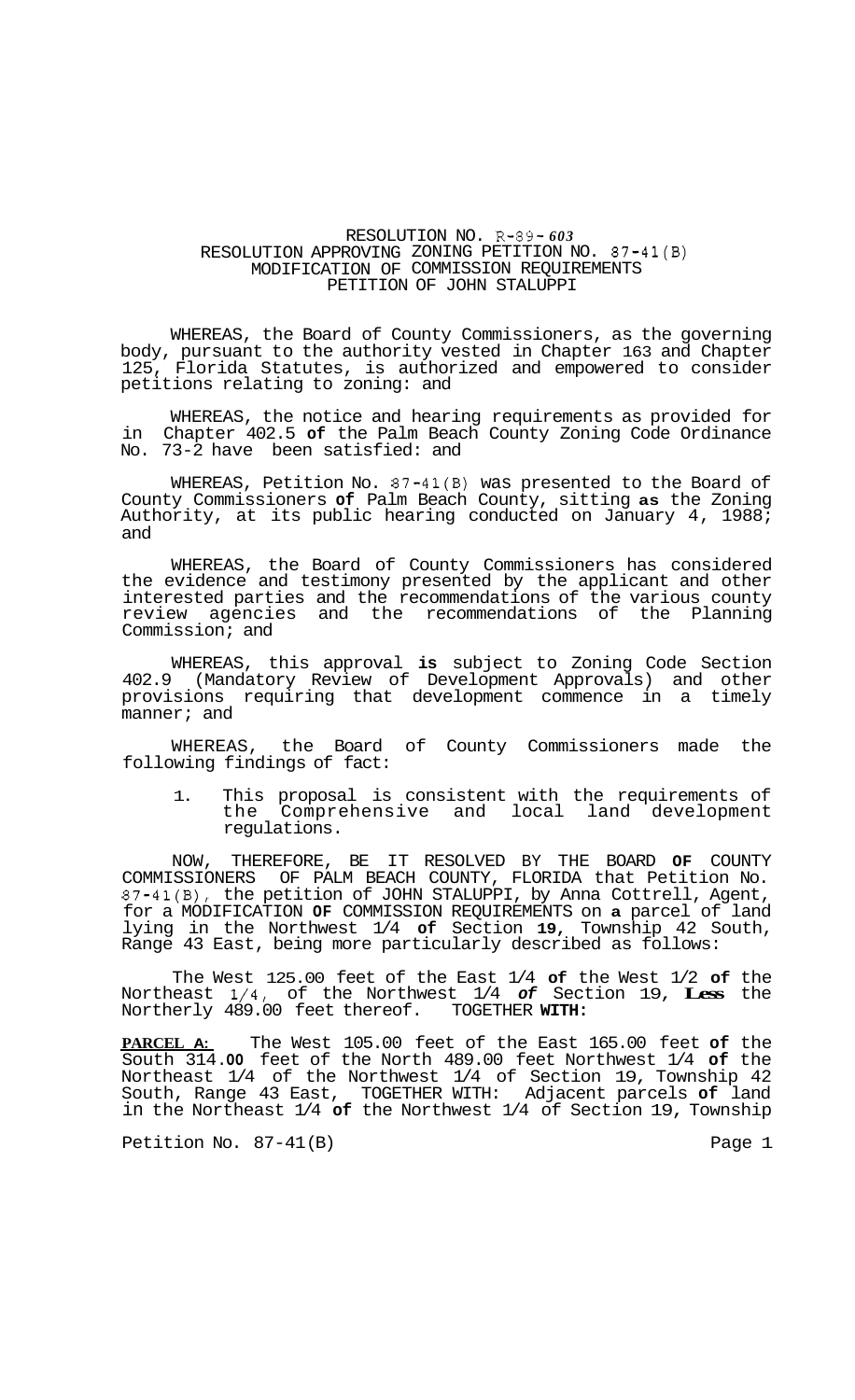RESOLUTION NO. R-89-603
RESOLUTION APPROVING ZONING PETITION NO. 87-41(B)
MODIFICATION OF COMMISSION REQUIREMENTS
PETITION OF JOHN STALUPPI

WHEREAS, the Board of County Commissioners, as the governing body, pursuant to the authority vested in Chapter 163 and Chapter 125, Florida Statutes, is authorized and empowered to consider petitions relating to zoning: and

WHEREAS, the notice and hearing requirements as provided for in Chapter 402.5 **of** the Palm Beach County Zoning Code Ordinance No. 73-2 have been satisfied: and

WHEREAS, Petition No. 87-41(B) was presented to the Board of County Commissioners **of** Palm Beach County, sitting **as** the Zoning Authority, at its public hearing conducted on January 4, 1988; and

WHEREAS, the Board of County Commissioners has considered the evidence and testimony presented by the applicant and other interested parties and the recommendations of the various county review agencies and the recommendations of the Planning Commission; and

WHEREAS, this approval **is** subject to Zoning Code Section 402.9 (Mandatory Review of Development Approvals) and other provisions requiring that development commence in a timely manner; and

WHEREAS, the Board of County Commissioners made the following findings of fact:

1. This proposal is consistent with the requirements of the Comprehensive and local land development regulations.

NOW, THEREFORE, BE IT RESOLVED BY THE BOARD **OF** COUNTY COMMISSIONERS OF PALM BEACH COUNTY, FLORIDA that Petition No. 87-41(B), the petition of JOHN STALUPPI, by Anna Cottrell, Agent, for a MODIFICATION **OF** COMMISSION REQUIREMENTS on **a** parcel of land lying in the Northwest 1/4 **of** Section **19**, Township 42 South, Range 43 East, being more particularly described as follows:

The West 125.00 feet of the East 1/4 **of** the West 1/2 **of** the Northeast 1/4, of the Northwest 1/4 *of* Section 19, **Less** the Northerly 489.00 feet thereof. TOGETHER **WITH:**

**PARCEL A:** The West 105.00 feet of the East 165.00 feet **of** the South 314.**00** feet of the North 489.00 feet Northwest 1/4 **of** the Northeast 1/4 of the Northwest 1/4 of Section 19, Township 42 South, Range 43 East, TOGETHER WITH: Adjacent parcels **of** land in the Northeast 1/4 **of** the Northwest 1/4 of Section 19, Township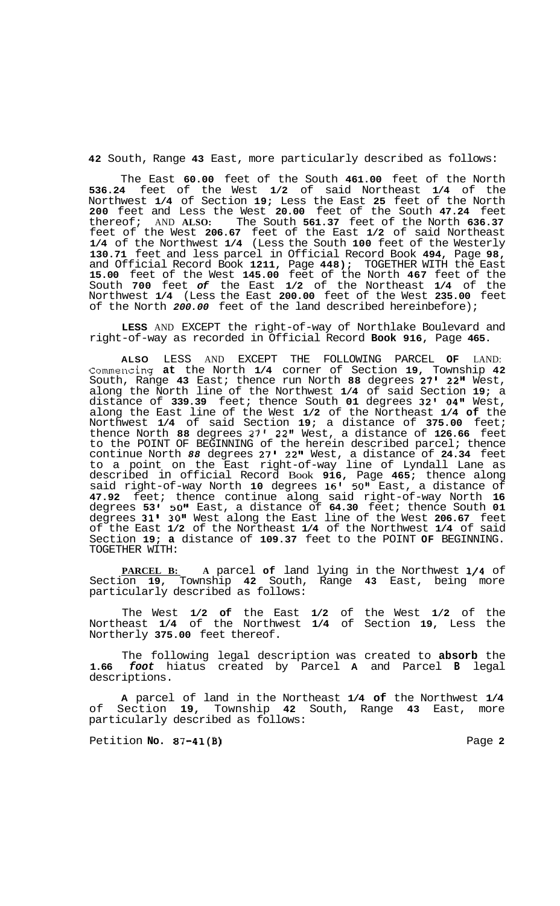42 South, Range 43 East, more particularly described as follows:

The East 60.00 feet of the South 461.00 feet of the North 536.24 feet of the West 1/2 of said Northeast 1/4 of the Northwest 1/4 of Section 19; Less the East 25 feet of the North 200 feet and Less the West 20.00 feet of the South 47.24 feet thereof; AND ALSO: The South 561.37 feet of the North 636.37 feet of the West 206.67 feet of the East 1/2 of said Northeast 1/4 of the Northwest 1/4 (Less the South 100 feet of the Westerly 130.71 feet and less parcel in Official Record Book 494, Page 98, and Official Record Book 1211, Page 448); TOGETHER WITH the East 15.00 feet of the West 145.00 feet of the North 467 feet of the South 700 feet *of* the East 1/2 of the Northeast 1/4 of the Northwest 1/4 (Less the East 200.00 feet of the West 235.00 feet of the North *200.00* feet of the land described hereinbefore);

**LESS** AND EXCEPT the right-of-way of Northlake Boulevard and right-of-way as recorded in Official Record **Book 916**, Page **465**.

**ALSO** LESS AND EXCEPT THE FOLLOWING PARCEL **OF** LAND: Commencing **at** the North 1/4 corner of Section 19, Township 42 South, Range 43 East; thence run North 88 degrees 27' 22" West, along the North line of the Northwest 1/4 of said Section 19; a distance of 339.39 feet; thence South 01 degrees 32' 04" West, along the East line of the West 1/2 of the Northeast 1/4 **of** the Northwest 1/4 of said Section 19; a distance of 375.00 feet; thence North 88 degrees 27' 22" West, a distance of 126.66 feet to the POINT OF BEGINNING of the herein described parcel; thence continue North *88* degrees 27' 22" West, a distance of 24.34 feet to a point on the East right-of-way line of Lyndall Lane as described in official Record Book 916, Page 465; thence along said right-of-way North 10 degrees 16' 50" East, a distance of 47.92 feet; thence continue along said right-of-way North 16 degrees 53' 50" East, a distance of 64.30 feet; thence South 01 degrees 31' 30" West along the East line of the West 206.67 feet of the East 1/2 of the Northeast 1/4 of the Northwest 1/4 of said Section 19; **a** distance of 109.37 feet to the POINT **OF** BEGINNING. TOGETHER WITH:

**PARCEL B:** A parcel **of** land lying in the Northwest 1/4 of Section 19, Township 42 South, Range 43 East, being more particularly described as follows:

The West 1/2 **of** the East 1/2 of the West 1/2 of the Northeast 1/4 of the Northwest 1/4 of Section 19, Less the Northerly 375.00 feet thereof.

The following legal description was created to **absorb** the 1.66 *foot* hiatus created by Parcel **A** and Parcel **B** legal descriptions.

**A** parcel of land in the Northeast 1/4 **of** the Northwest 1/4 of Section 19, Township 42 South, Range 43 East, more particularly described as follows:

Petition **No. 87-41(B)**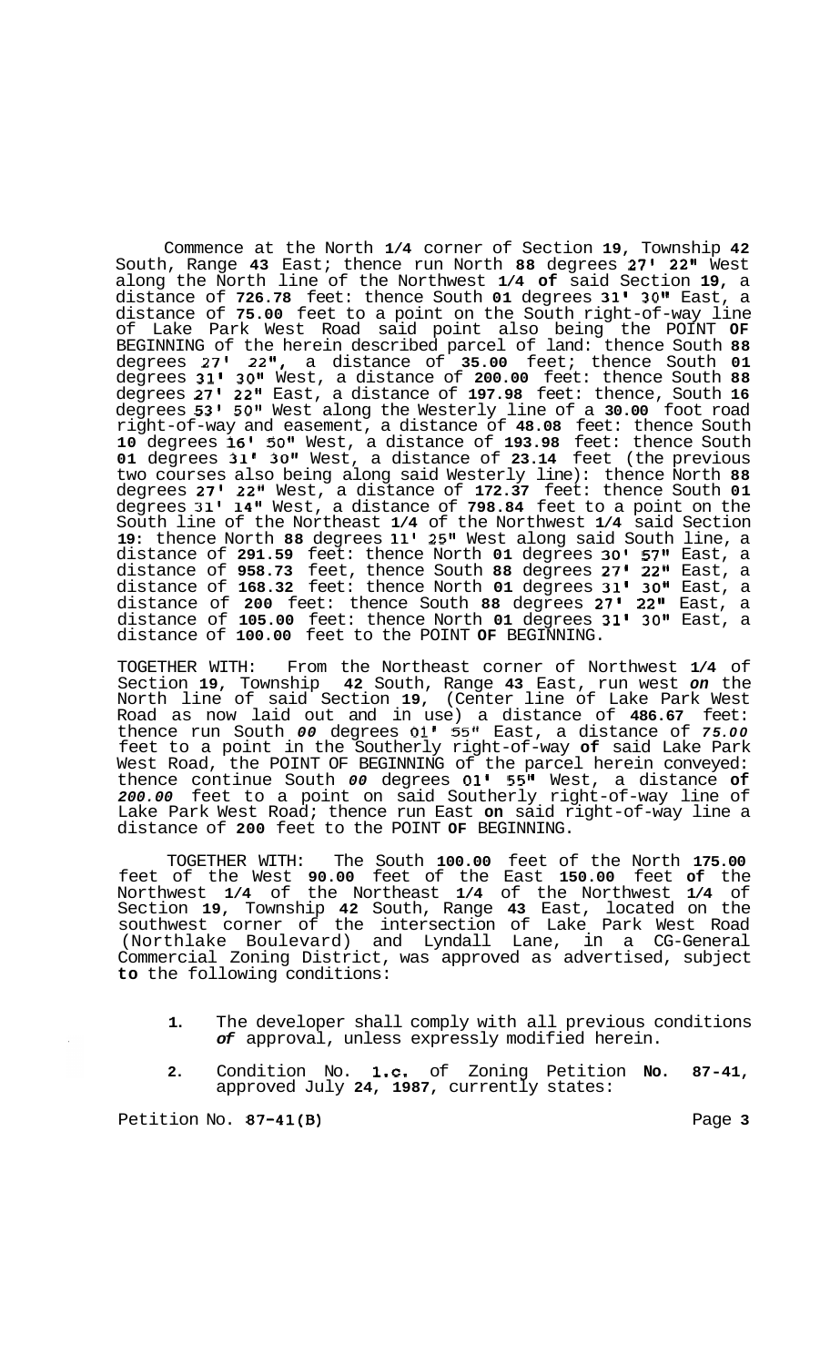Commence at the North 1/4 corner of Section 19, Township 42 South, Range 43 East; thence run North 88 degrees 27' 22" West along the North line of the Northwest 1/4 of said Section 19, a distance of 726.78 feet: thence South 01 degrees 31' 30" East, a distance of 75.00 feet to a point on the South right-of-way line of Lake Park West Road said point also being the POINT OF BEGINNING of the herein described parcel of land: thence South 88 degrees 27' 22", a distance of 35.00 feet; thence South 01 degrees 31' 30" West, a distance of 200.00 feet: thence South 88 degrees 27' 22" East, a distance of 197.98 feet: thence, South 16 degrees 53' 50" West along the Westerly line of a 30.00 foot road right-of-way and easement, a distance of 48.08 feet: thence South 10 degrees 16' 50" West, a distance of 193.98 feet: thence South 01 degrees 31' 30" West, a distance of 23.14 feet (the previous two courses also being along said Westerly line): thence North 88 degrees 27' 22" West, a distance of 172.37 feet: thence South 01 degrees 31' 14" West, a distance of 798.84 feet to a point on the South line of the Northeast 1/4 of the Northwest 1/4 said Section 19: thence North 88 degrees 11' 25" West along said South line, a distance of 291.59 feet: thence North 01 degrees 30' 57" East, a distance of 958.73 feet, thence South 88 degrees 27' 22" East, a distance of 168.32 feet: thence North 01 degrees 31' 30" East, a distance of 200 feet: thence South 88 degrees 27' 22" East, a distance of 105.00 feet: thence North 01 degrees 31' 30" East, a distance of 100.00 feet to the POINT OF BEGINNING.

TOGETHER WITH: From the Northeast corner of Northwest 1/4 of Section 19, Township 42 South, Range 43 East, run west *on* the North line of said Section 19, (Center line of Lake Park West Road as now laid out and in use) a distance of 486.67 feet: thence run South *00* degrees 01' 55" East, a distance of *75.00* feet to a point in the Southerly right-of-way of said Lake Park West Road, the POINT OF BEGINNING of the parcel herein conveyed: thence continue South *00* degrees 01' 55" West, a distance of *200.00* feet to a point on said Southerly right-of-way line of Lake Park West Road; thence run East on said right-of-way line a distance of 200 feet to the POINT OF BEGINNING.

TOGETHER WITH: The South 100.00 feet of the North 175.00 feet of the West 90.00 feet of the East 150.00 feet of the Northwest 1/4 of the Northeast 1/4 of the Northwest 1/4 of Section 19, Township 42 South, Range 43 East, located on the southwest corner of the intersection of Lake Park West Road (Northlake Boulevard) and Lyndall Lane, in a CG-General Commercial Zoning District, was approved as advertised, subject to the following conditions:

1. The developer shall comply with all previous conditions *of* approval, unless expressly modified herein.

2. Condition No. 1.c. of Zoning Petition No. 87-41, approved July 24, 1987, currently states:

Petition No. 87-41(B)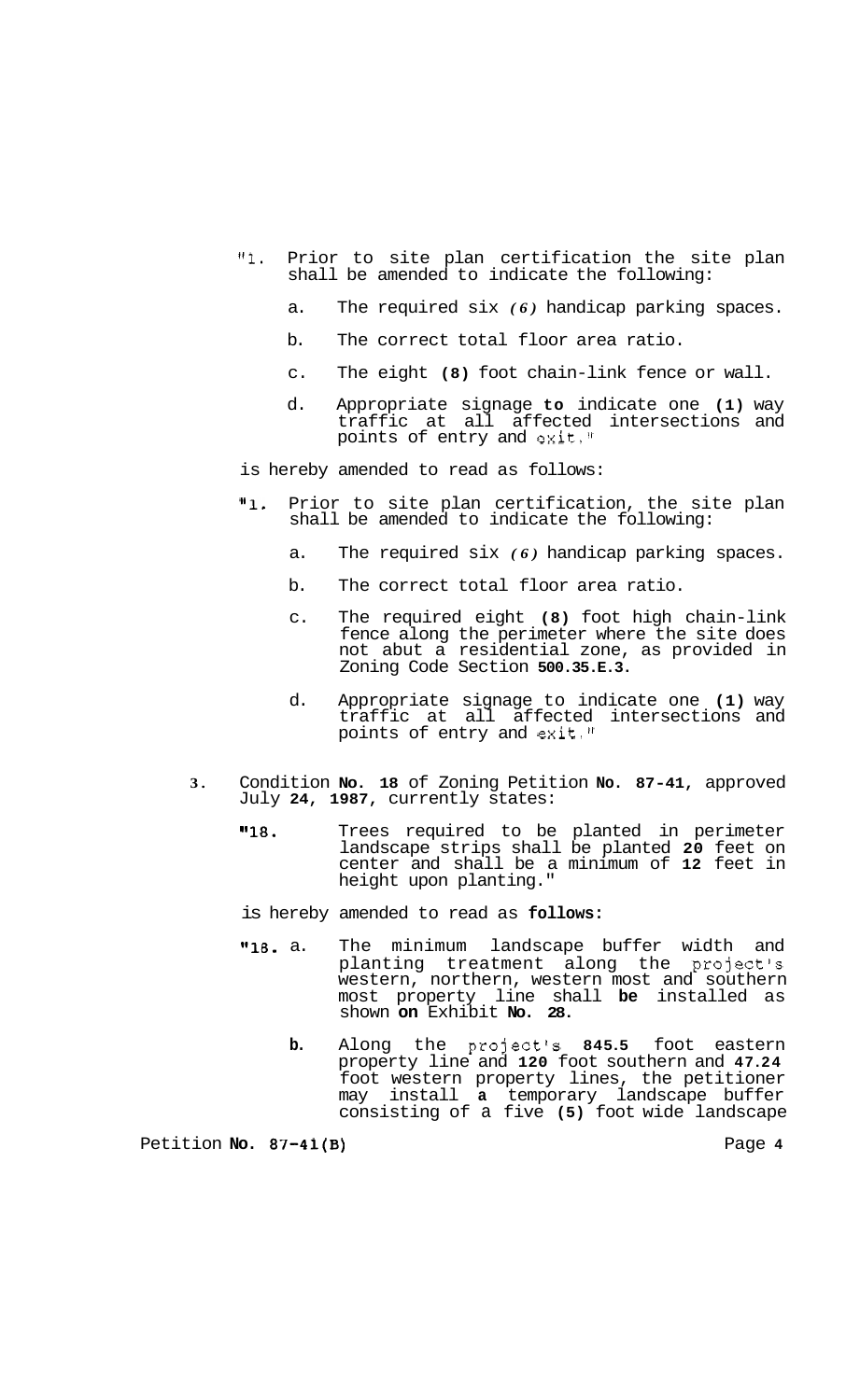"1. Prior to site plan certification the site plan shall be amended to indicate the following:

   a. The required six *(6)* handicap parking spaces.

   b. The correct total floor area ratio.

   c. The eight **(8)** foot chain-link fence or wall.

   d. Appropriate signage **to** indicate one **(1)** way traffic at all affected intersections and points of entry and exit."

is hereby amended to read as follows:

"1. Prior to site plan certification, the site plan shall be amended to indicate the following:

   a. The required six *(6)* handicap parking spaces.

   b. The correct total floor area ratio.

   c. The required eight **(8)** foot high chain-link fence along the perimeter where the site does not abut a residential zone, as provided in Zoning Code Section **500.35.E.3**.

   d. Appropriate signage to indicate one **(1)** way traffic at all affected intersections and points of entry and exit."

3. Condition **No. 18** of Zoning Petition **No. 87-41**, approved July **24, 1987**, currently states:

   "18. Trees required to be planted in perimeter landscape strips shall be planted **20** feet on center and shall be a minimum of **12** feet in height upon planting."

   is hereby amended to read as **follows:**

   "18. a. The minimum landscape buffer width and planting treatment along the project's western, northern, western most and southern most property line shall **be** installed as shown **on** Exhibit **No. 28.**

   **b.** Along the project's **845.5** foot eastern property line and **120** foot southern and **47.24** foot western property lines, the petitioner may install **a** temporary landscape buffer consisting of a five **(5)** foot wide landscape

Petition **No. 87-41(B)**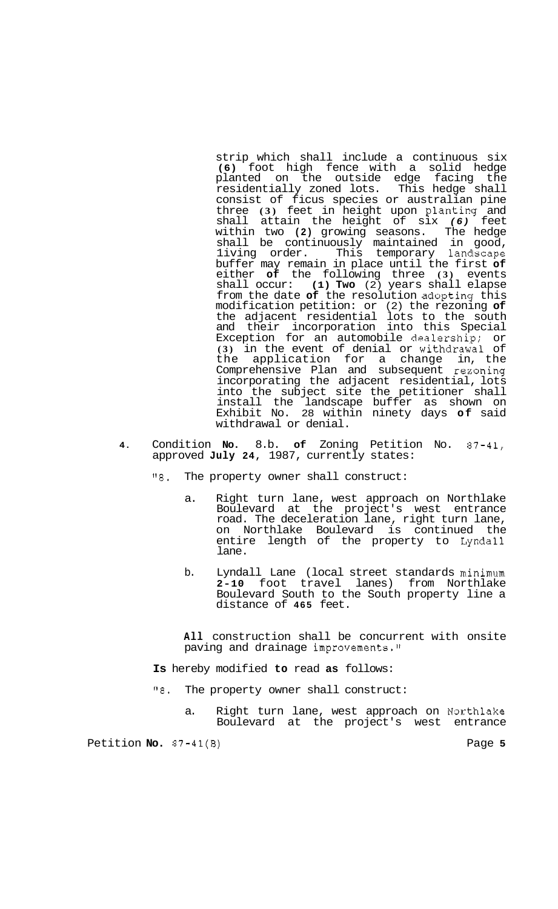strip which shall include a continuous six **(6)** foot high fence with a solid hedge planted on the outside edge facing the residentially zoned lots. This hedge shall consist of ficus species or australian pine three **(3)** feet in height upon planting and shall attain the height of six *(6)* feet within two **(2)** growing seasons. The hedge shall be continuously maintained in good, living order. This temporary landscape buffer may remain in place until the first **of** either **of** the following three **(3)** events shall occur: **(1) Two** (2) years shall elapse from the date **of** the resolution adopting this modification petition: or (2) the rezoning **of** the adjacent residential lots to the south and their incorporation into this Special Exception for an automobile dealership; or **(3)** in the event of denial or withdrawal of the application for a change in, the Comprehensive Plan and subsequent rezoning incorporating the adjacent residential, lots into the subject site the petitioner shall install the landscape buffer as shown on Exhibit No. 28 within ninety days **of** said withdrawal or denial.

**4**. Condition **No.** 8.b. **of** Zoning Petition No. 87-41, approved **July 24**, 1987, currently states:

"8. The property owner shall construct:

a. Right turn lane, west approach on Northlake Boulevard at the project's west entrance road. The deceleration lane, right turn lane, on Northlake Boulevard is continued the entire length of the property to Lyndall lane.

b. Lyndall Lane (local street standards minimum **2-10** foot travel lanes) from Northlake Boulevard South to the South property line a distance of **465** feet.

**All** construction shall be concurrent with onsite paving and drainage improvements."

**Is** hereby modified **to** read **as** follows:

"8. The property owner shall construct:

a. Right turn lane, west approach on Northlake Boulevard at the project's west entrance

Petition **No.** 87-41(B)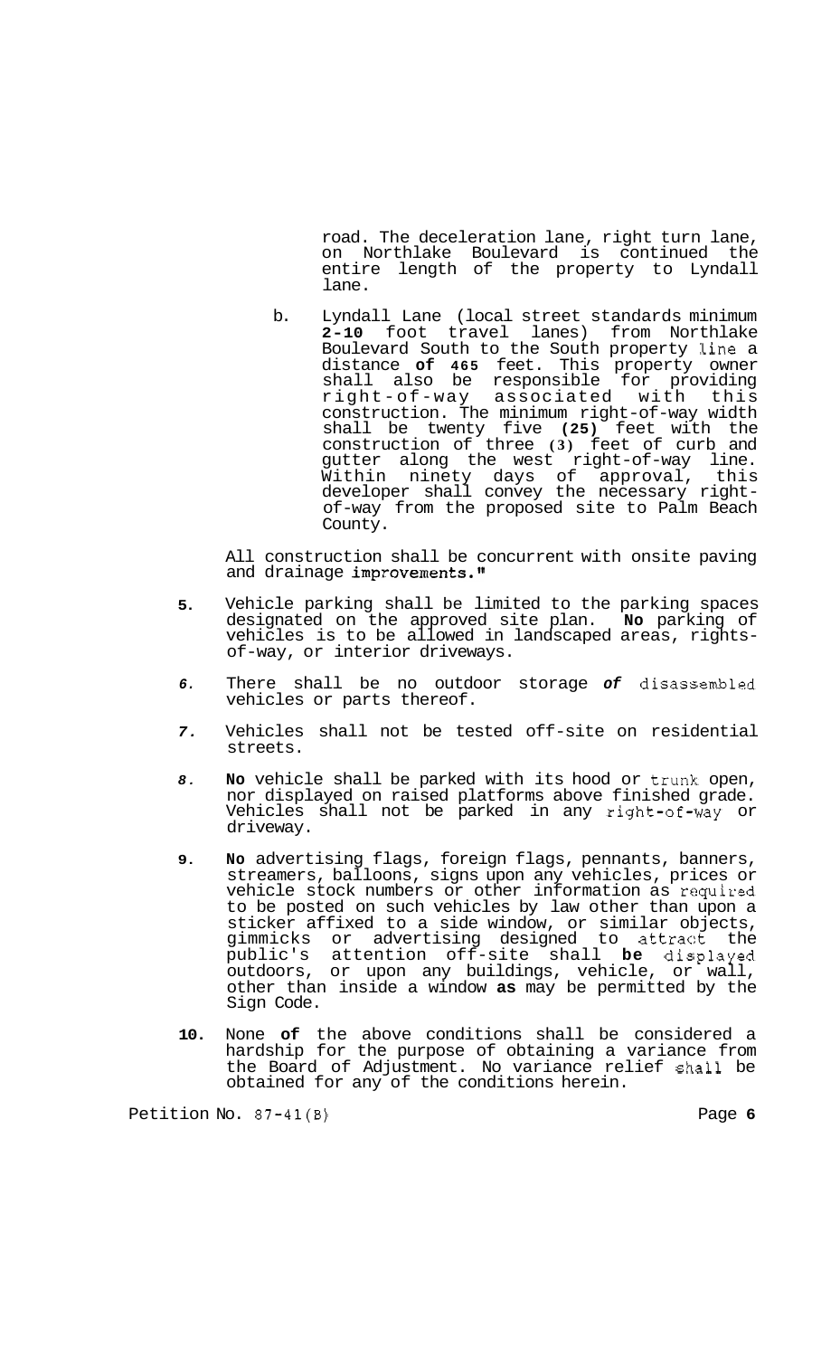road. The deceleration lane, right turn lane, on Northlake Boulevard is continued the entire length of the property to Lyndall lane.

b. Lyndall Lane (local street standards minimum **2-10** foot travel lanes) from Northlake Boulevard South to the South property line a distance **of 465** feet. This property owner shall also be responsible for providing right-of-way associated with this construction. The minimum right-of-way width shall be twenty five **(25)** feet with the construction of three **(3)** feet of curb and gutter along the west right-of-way line. Within ninety days of approval, this developer shall convey the necessary right-of-way from the proposed site to Palm Beach County.

All construction shall be concurrent with onsite paving and drainage improvements."

**5.** Vehicle parking shall be limited to the parking spaces designated on the approved site plan. **No** parking of vehicles is to be allowed in landscaped areas, rights-of-way, or interior driveways.

*6.* There shall be no outdoor storage *of* disassembled vehicles or parts thereof.

*7.* Vehicles shall not be tested off-site on residential streets.

*8.* **No** vehicle shall be parked with its hood or trunk open, nor displayed on raised platforms above finished grade. Vehicles shall not be parked in any right-of-way or driveway.

**9.** **No** advertising flags, foreign flags, pennants, banners, streamers, balloons, signs upon any vehicles, prices or vehicle stock numbers or other information as required to be posted on such vehicles by law other than upon a sticker affixed to a side window, or similar objects, gimmicks or advertising designed to attract the public's attention off-site shall **be** displayed outdoors, or upon any buildings, vehicle, or wall, other than inside a window **as** may be permitted by the Sign Code.

**10.** None **of** the above conditions shall be considered a hardship for the purpose of obtaining a variance from the Board of Adjustment. No variance relief shall be obtained for any of the conditions herein.

Petition No. 87-41(B)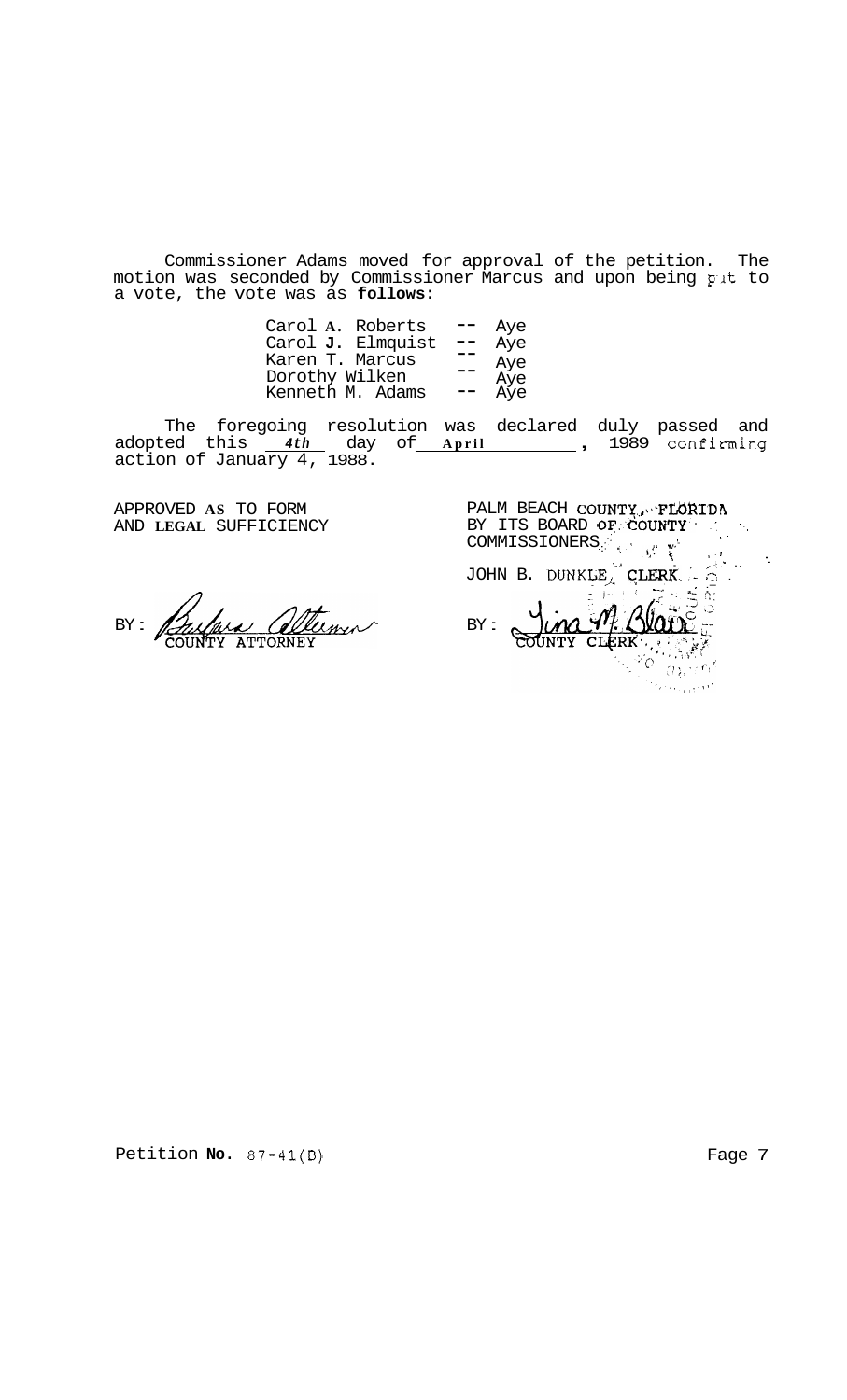Commissioner Adams moved for approval of the petition. The motion was seconded by Commissioner Marcus and upon being put to a vote, the vote was as **follows:**

| | | |
|---|---|---|
| Carol **A.** Roberts | -- | Aye |
| Carol **J.** Elmquist | -- | Aye |
| Karen T. Marcus | -- | Aye |
| Dorothy Wilken | -- | Aye |
| Kenneth M. Adams | -- | Aye |

The foregoing resolution was declared duly passed and adopted this ***4th*** day of **April**, 1989 confirming action of January 4, 1988.

APPROVED **AS** TO FORM
AND **LEGAL** SUFFICIENCY

BY: *Barbara Alterman*
COUNTY ATTORNEY

PALM BEACH COUNTY, FLORIDA
BY ITS BOARD OF COUNTY
COMMISSIONERS

JOHN B. DUNKLE, CLERK

BY: *Tina M. Blair*
COUNTY CLERK

Petition **No.** 87-41(B)